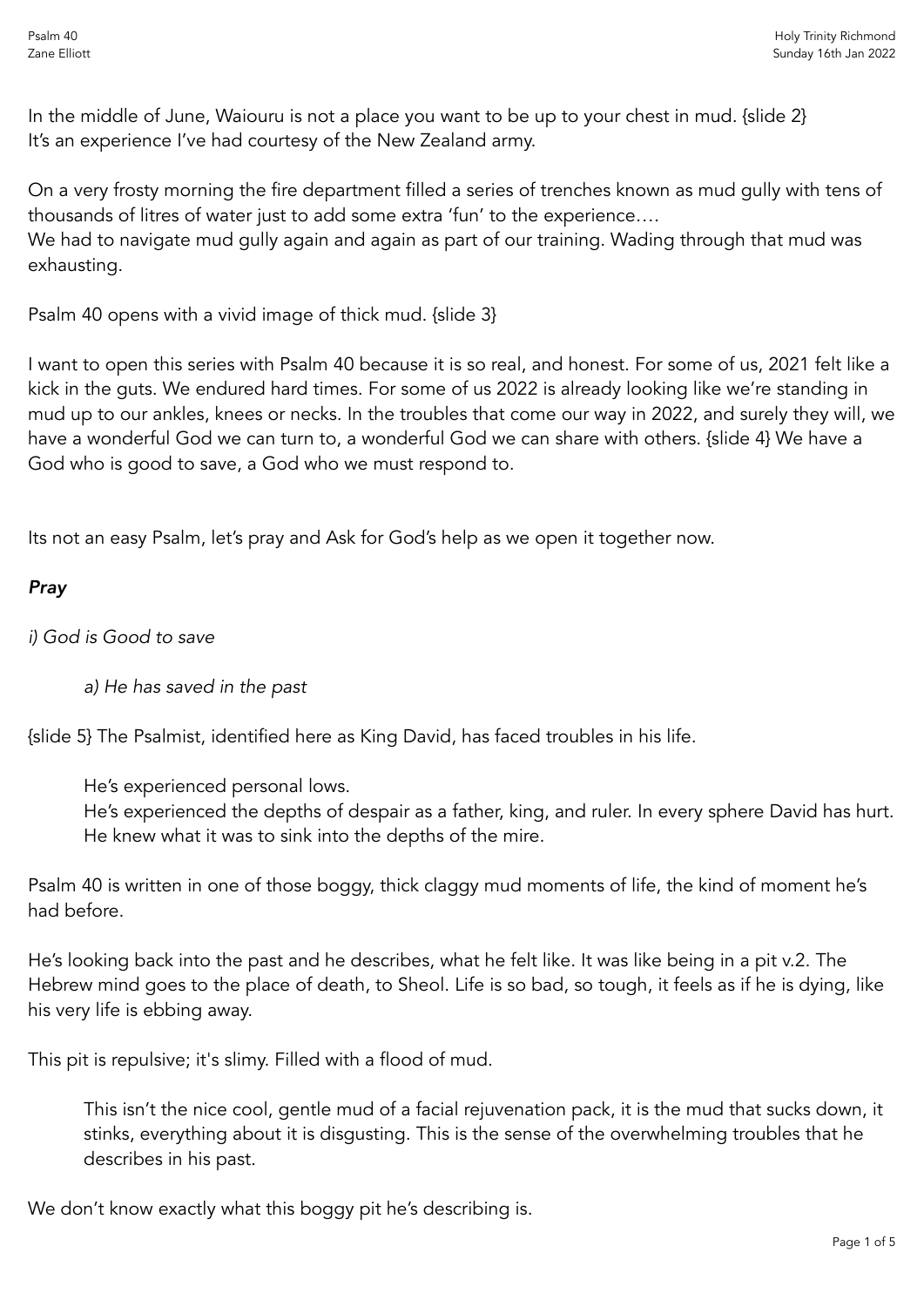In the middle of June, Waiouru is not a place you want to be up to your chest in mud. {slide 2} It's an experience I've had courtesy of the New Zealand army.

On a very frosty morning the fire department filled a series of trenches known as mud gully with tens of thousands of litres of water just to add some extra 'fun' to the experience….
We had to navigate mud gully again and again as part of our training. Wading through that mud was exhausting.

Psalm 40 opens with a vivid image of thick mud. {slide 3}

I want to open this series with Psalm 40 because it is so real, and honest. For some of us, 2021 felt like a kick in the guts. We endured hard times. For some of us 2022 is already looking like we're standing in mud up to our ankles, knees or necks. In the troubles that come our way in 2022, and surely they will, we have a wonderful God we can turn to, a wonderful God we can share with others. {slide 4} We have a God who is good to save, a God who we must respond to.

Its not an easy Psalm, let's pray and Ask for God's help as we open it together now.

***Pray***

*i) God is Good to save*

> *a) He has saved in the past*

{slide 5} The Psalmist, identified here as King David, has faced troubles in his life.

> He's experienced personal lows.
> He's experienced the depths of despair as a father, king, and ruler. In every sphere David has hurt.
> He knew what it was to sink into the depths of the mire.

Psalm 40 is written in one of those boggy, thick claggy mud moments of life, the kind of moment he's had before.

He's looking back into the past and he describes, what he felt like. It was like being in a pit v.2. The Hebrew mind goes to the place of death, to Sheol. Life is so bad, so tough, it feels as if he is dying, like his very life is ebbing away.

This pit is repulsive; it's slimy. Filled with a flood of mud.

> This isn't the nice cool, gentle mud of a facial rejuvenation pack, it is the mud that sucks down, it stinks, everything about it is disgusting. This is the sense of the overwhelming troubles that he describes in his past.

We don't know exactly what this boggy pit he's describing is.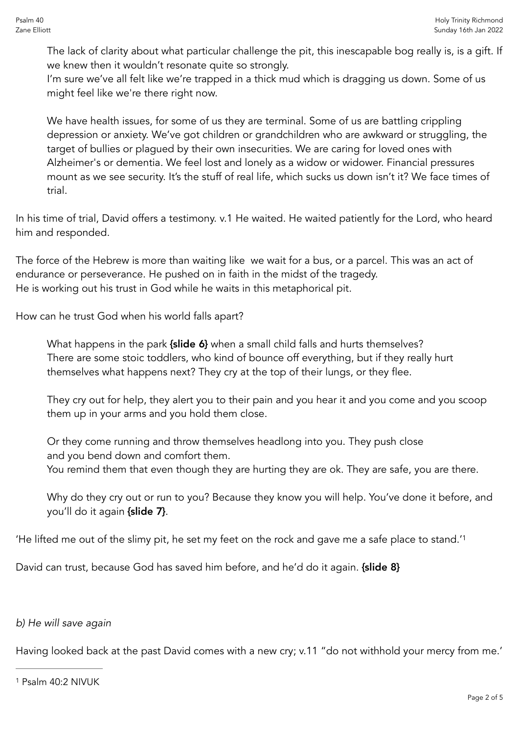The lack of clarity about what particular challenge the pit, this inescapable bog really is, is a gift. If we knew then it wouldn't resonate quite so strongly.
I'm sure we've all felt like we're trapped in a thick mud which is dragging us down. Some of us might feel like we're there right now.

We have health issues, for some of us they are terminal. Some of us are battling crippling depression or anxiety. We've got children or grandchildren who are awkward or struggling, the target of bullies or plagued by their own insecurities. We are caring for loved ones with Alzheimer's or dementia. We feel lost and lonely as a widow or widower. Financial pressures mount as we see security. It's the stuff of real life, which sucks us down isn't it? We face times of trial.

In his time of trial, David offers a testimony. v.1 He waited. He waited patiently for the Lord, who heard him and responded.

The force of the Hebrew is more than waiting like we wait for a bus, or a parcel. This was an act of endurance or perseverance. He pushed on in faith in the midst of the tragedy.
He is working out his trust in God while he waits in this metaphorical pit.

How can he trust God when his world falls apart?

What happens in the park **{slide 6}** when a small child falls and hurts themselves?
There are some stoic toddlers, who kind of bounce off everything, but if they really hurt themselves what happens next? They cry at the top of their lungs, or they flee.

They cry out for help, they alert you to their pain and you hear it and you come and you scoop them up in your arms and you hold them close.

Or they come running and throw themselves headlong into you. They push close and you bend down and comfort them.
You remind them that even though they are hurting they are ok. They are safe, you are there.

Why do they cry out or run to you? Because they know you will help. You've done it before, and you'll do it again **{slide 7}**.

'He lifted me out of the slimy pit, he set my feet on the rock and gave me a safe place to stand.'[1]

David can trust, because God has saved him before, and he'd do it again. **{slide 8}**

*b) He will save again*

Having looked back at the past David comes with a new cry; v.11 "do not withhold your mercy from me.'

---

[1] Psalm 40:2 NIVUK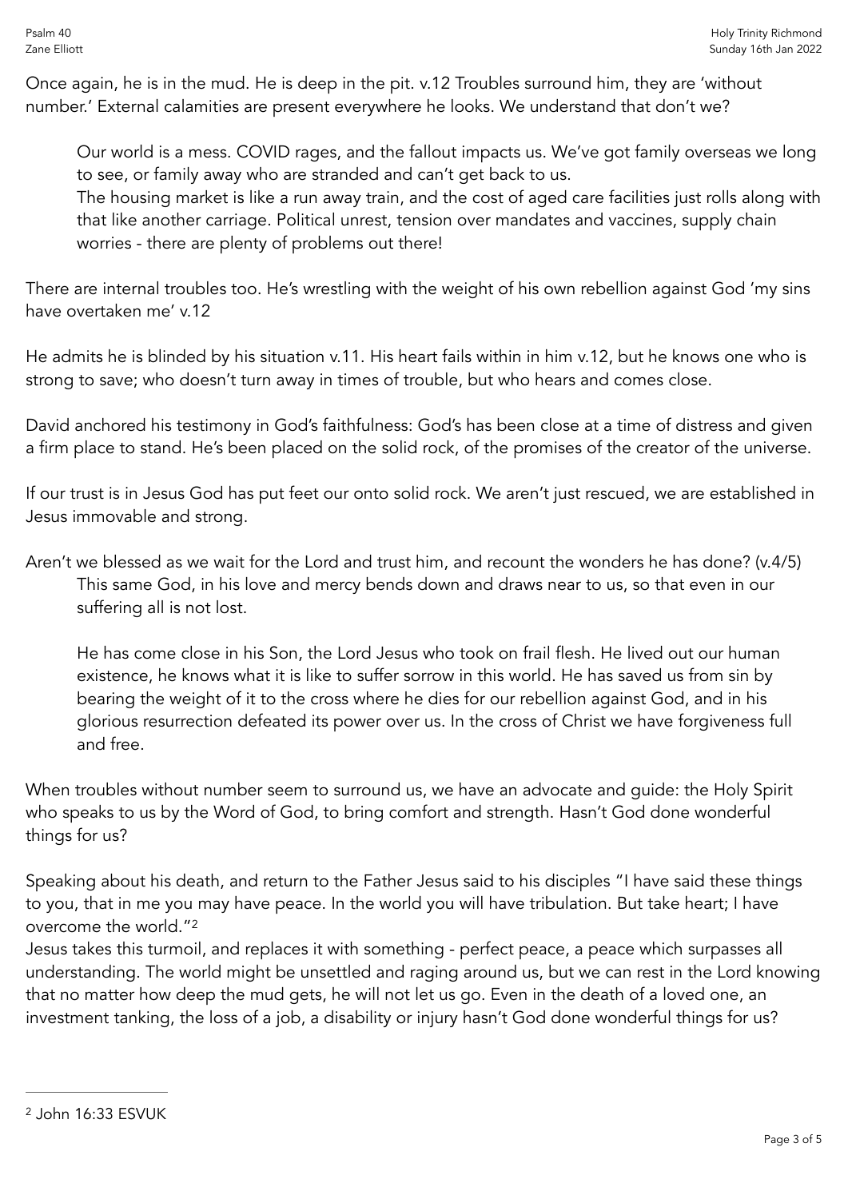Once again, he is in the mud. He is deep in the pit. v.12 Troubles surround him, they are 'without number.' External calamities are present everywhere he looks. We understand that don't we?

> Our world is a mess. COVID rages, and the fallout impacts us. We've got family overseas we long to see, or family away who are stranded and can't get back to us.
> The housing market is like a run away train, and the cost of aged care facilities just rolls along with that like another carriage. Political unrest, tension over mandates and vaccines, supply chain worries - there are plenty of problems out there!

There are internal troubles too. He's wrestling with the weight of his own rebellion against God 'my sins have overtaken me' v.12

He admits he is blinded by his situation v.11. His heart fails within in him v.12, but he knows one who is strong to save; who doesn't turn away in times of trouble, but who hears and comes close.

David anchored his testimony in God's faithfulness: God's has been close at a time of distress and given a firm place to stand. He's been placed on the solid rock, of the promises of the creator of the universe.

If our trust is in Jesus God has put feet our onto solid rock. We aren't just rescued, we are established in Jesus immovable and strong.

Aren't we blessed as we wait for the Lord and trust him, and recount the wonders he has done? (v.4/5)

> This same God, in his love and mercy bends down and draws near to us, so that even in our suffering all is not lost.
>
> He has come close in his Son, the Lord Jesus who took on frail flesh. He lived out our human existence, he knows what it is like to suffer sorrow in this world. He has saved us from sin by bearing the weight of it to the cross where he dies for our rebellion against God, and in his glorious resurrection defeated its power over us. In the cross of Christ we have forgiveness full and free.

When troubles without number seem to surround us, we have an advocate and guide: the Holy Spirit who speaks to us by the Word of God, to bring comfort and strength. Hasn't God done wonderful things for us?

Speaking about his death, and return to the Father Jesus said to his disciples "I have said these things to you, that in me you may have peace. In the world you will have tribulation. But take heart; I have overcome the world."[2]
Jesus takes this turmoil, and replaces it with something - perfect peace, a peace which surpasses all understanding. The world might be unsettled and raging around us, but we can rest in the Lord knowing that no matter how deep the mud gets, he will not let us go. Even in the death of a loved one, an investment tanking, the loss of a job, a disability or injury hasn't God done wonderful things for us?

---

[2] John 16:33 ESVUK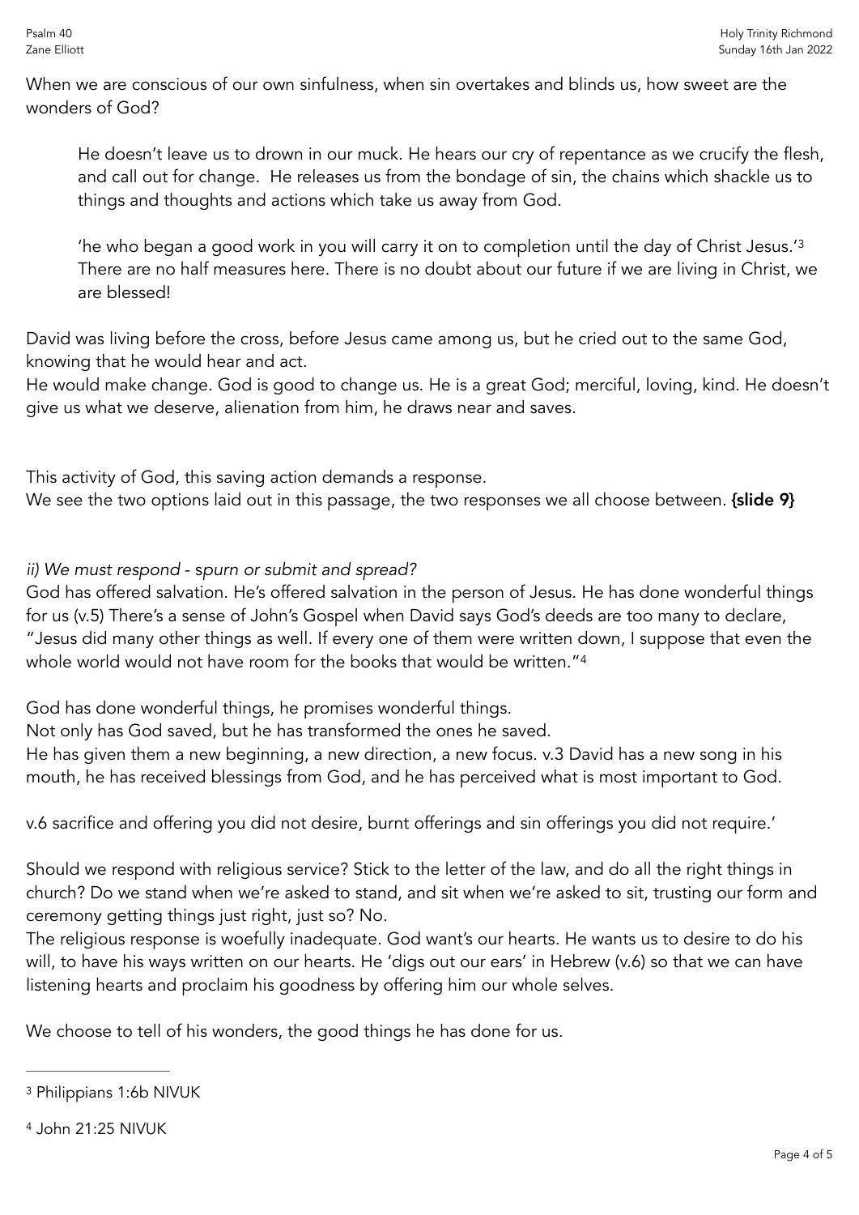When we are conscious of our own sinfulness, when sin overtakes and blinds us, how sweet are the wonders of God?

> He doesn't leave us to drown in our muck. He hears our cry of repentance as we crucify the flesh, and call out for change. He releases us from the bondage of sin, the chains which shackle us to things and thoughts and actions which take us away from God.
>
> 'he who began a good work in you will carry it on to completion until the day of Christ Jesus.'[3] There are no half measures here. There is no doubt about our future if we are living in Christ, we are blessed!

David was living before the cross, before Jesus came among us, but he cried out to the same God, knowing that he would hear and act.
He would make change. God is good to change us. He is a great God; merciful, loving, kind. He doesn't give us what we deserve, alienation from him, he draws near and saves.

This activity of God, this saving action demands a response.
We see the two options laid out in this passage, the two responses we all choose between. **{slide 9}**

*ii) We must respond - spurn or submit and spread?*
God has offered salvation. He's offered salvation in the person of Jesus. He has done wonderful things for us (v.5) There's a sense of John's Gospel when David says God's deeds are too many to declare, "Jesus did many other things as well. If every one of them were written down, I suppose that even the whole world would not have room for the books that would be written."[4]

God has done wonderful things, he promises wonderful things.
Not only has God saved, but he has transformed the ones he saved.
He has given them a new beginning, a new direction, a new focus. v.3 David has a new song in his mouth, he has received blessings from God, and he has perceived what is most important to God.

v.6 sacrifice and offering you did not desire, burnt offerings and sin offerings you did not require.'

Should we respond with religious service? Stick to the letter of the law, and do all the right things in church? Do we stand when we're asked to stand, and sit when we're asked to sit, trusting our form and ceremony getting things just right, just so? No.
The religious response is woefully inadequate. God want's our hearts. He wants us to desire to do his will, to have his ways written on our hearts. He 'digs out our ears' in Hebrew (v.6) so that we can have listening hearts and proclaim his goodness by offering him our whole selves.

We choose to tell of his wonders, the good things he has done for us.

---

[3] Philippians 1:6b NIVUK

[4] John 21:25 NIVUK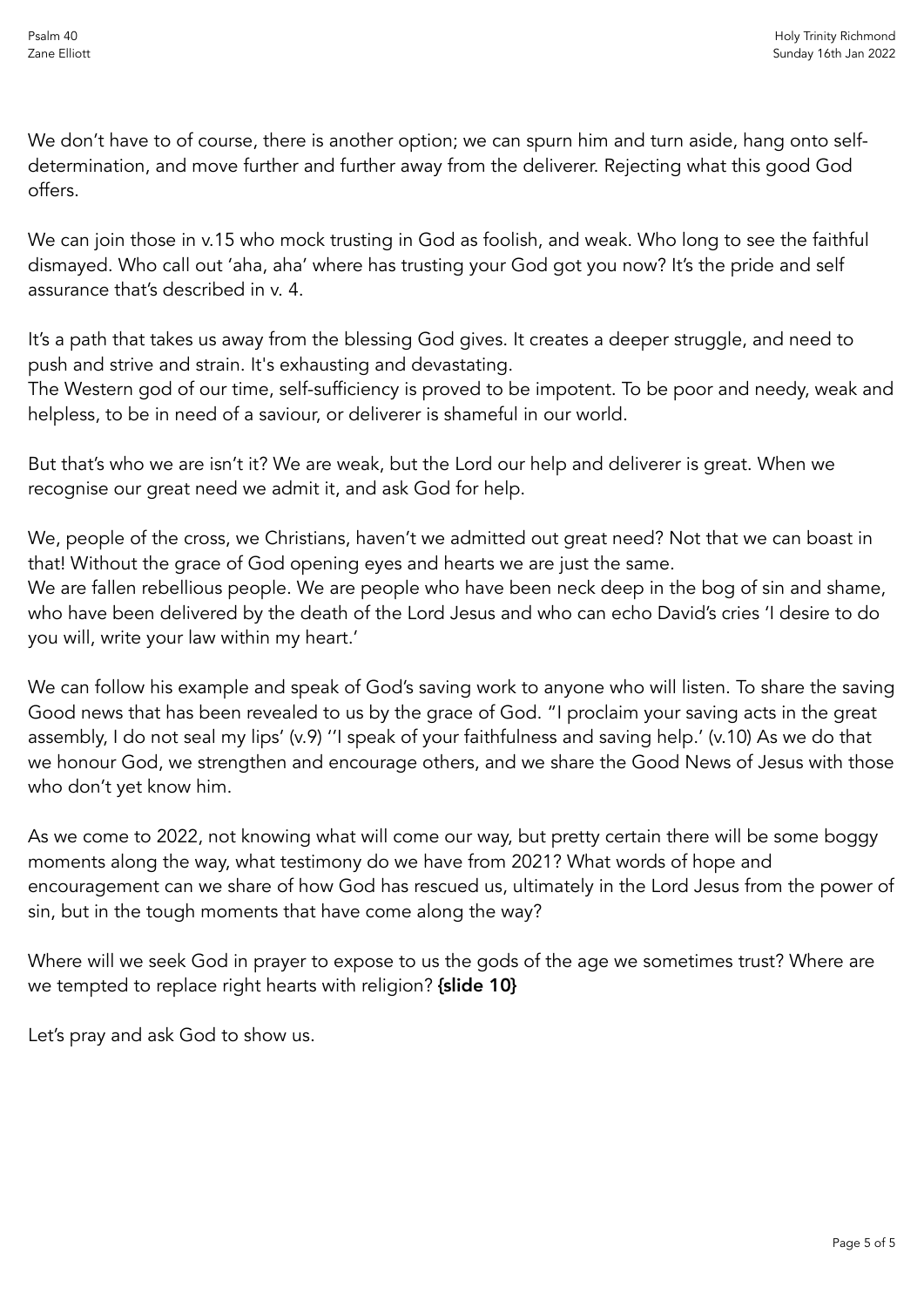We don't have to of course, there is another option; we can spurn him and turn aside, hang onto self-determination, and move further and further away from the deliverer. Rejecting what this good God offers.

We can join those in v.15 who mock trusting in God as foolish, and weak. Who long to see the faithful dismayed. Who call out 'aha, aha' where has trusting your God got you now? It's the pride and self assurance that's described in v. 4.

It's a path that takes us away from the blessing God gives. It creates a deeper struggle, and need to push and strive and strain. It's exhausting and devastating.
The Western god of our time, self-sufficiency is proved to be impotent. To be poor and needy, weak and helpless, to be in need of a saviour, or deliverer is shameful in our world.

But that's who we are isn't it? We are weak, but the Lord our help and deliverer is great. When we recognise our great need we admit it, and ask God for help.

We, people of the cross, we Christians, haven't we admitted out great need? Not that we can boast in that! Without the grace of God opening eyes and hearts we are just the same.
We are fallen rebellious people. We are people who have been neck deep in the bog of sin and shame, who have been delivered by the death of the Lord Jesus and who can echo David's cries 'I desire to do you will, write your law within my heart.'

We can follow his example and speak of God's saving work to anyone who will listen. To share the saving Good news that has been revealed to us by the grace of God. "I proclaim your saving acts in the great assembly, I do not seal my lips' (v.9) ''I speak of your faithfulness and saving help.' (v.10) As we do that we honour God, we strengthen and encourage others, and we share the Good News of Jesus with those who don't yet know him.

As we come to 2022, not knowing what will come our way, but pretty certain there will be some boggy moments along the way, what testimony do we have from 2021? What words of hope and encouragement can we share of how God has rescued us, ultimately in the Lord Jesus from the power of sin, but in the tough moments that have come along the way?

Where will we seek God in prayer to expose to us the gods of the age we sometimes trust? Where are we tempted to replace right hearts with religion? **{slide 10}**

Let's pray and ask God to show us.